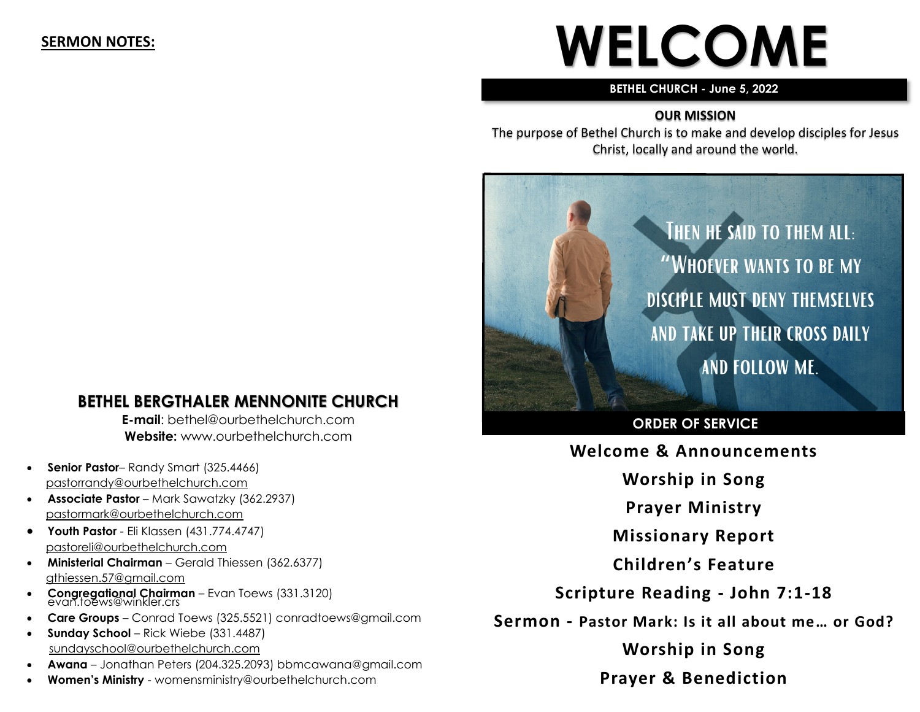**SERMON NOTES:**

## BETHEL BERGTHALER MENNONITE CHURCH

**E-mail**: bethel@ourbethelchurch.com
**Website:** www.ourbethelchurch.com

- **Senior Pastor**– Randy Smart (325.4466) pastorrandy@ourbethelchurch.com
- **Associate Pastor** – Mark Sawatzky (362.2937) pastormark@ourbethelchurch.com
- **Youth Pastor** - Eli Klassen (431.774.4747) pastoreli@ourbethelchurch.com
- **Ministerial Chairman** – Gerald Thiessen (362.6377) gthiessen.57@gmail.com
- **Congregational Chairman** – Evan Toews (331.3120) evan.toews@winkler.crs
- **Care Groups** – Conrad Toews (325.5521) conradtoews@gmail.com
- **Sunday School** – Rick Wiebe (331.4487) sundayschool@ourbethelchurch.com
- **Awana** – Jonathan Peters (204.325.2093) bbmcawana@gmail.com
- **Women's Ministry** - womensministry@ourbethelchurch.com

# WELCOME

**BETHEL CHURCH - June 5, 2022**

**OUR MISSION**

The purpose of Bethel Church is to make and develop disciples for Jesus Christ, locally and around the world.

Then he said to them all: "Whoever wants to be my disciple must deny themselves and take up their cross daily and follow me.

## ORDER OF SERVICE

**Welcome & Announcements**

**Worship in Song**

**Prayer Ministry**

**Missionary Report**

**Children's Feature**

**Scripture Reading - John 7:1-18**

**Sermon - Pastor Mark: Is it all about me… or God?**

**Worship in Song**

**Prayer & Benediction**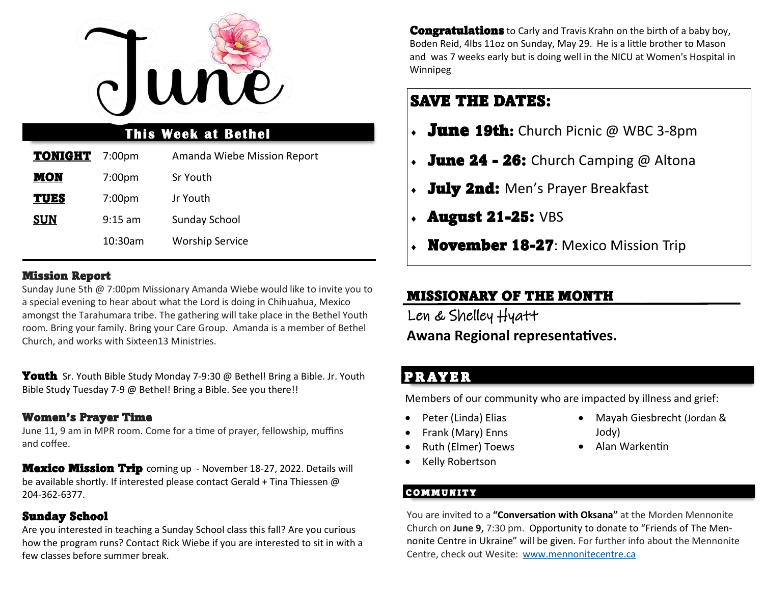# June

## This Week at Bethel

| | | |
|---|---|---|
| **TONIGHT** | 7:00pm | Amanda Wiebe Mission Report |
| **MON** | 7:00pm | Sr Youth |
| **TUES** | 7:00pm | Jr Youth |
| **SUN** | 9:15 am | Sunday School |
| | 10:30am | Worship Service |

### Mission Report

Sunday June 5th @ 7:00pm Missionary Amanda Wiebe would like to invite you to a special evening to hear about what the Lord is doing in Chihuahua, Mexico amongst the Tarahumara tribe. The gathering will take place in the Bethel Youth room. Bring your family. Bring your Care Group. Amanda is a member of Bethel Church, and works with Sixteen13 Ministries.

**Youth** Sr. Youth Bible Study Monday 7-9:30 @ Bethel! Bring a Bible. Jr. Youth Bible Study Tuesday 7-9 @ Bethel! Bring a Bible. See you there!!

### Women's Prayer Time

June 11, 9 am in MPR room. Come for a time of prayer, fellowship, muffins and coffee.

**Mexico Mission Trip** coming up - November 18-27, 2022. Details will be available shortly. If interested please contact Gerald + Tina Thiessen @ 204-362-6377.

### Sunday School

Are you interested in teaching a Sunday School class this fall? Are you curious how the program runs? Contact Rick Wiebe if you are interested to sit in with a few classes before summer break.

**Congratulations** to Carly and Travis Krahn on the birth of a baby boy, Boden Reid, 4lbs 11oz on Sunday, May 29. He is a little brother to Mason and was 7 weeks early but is doing well in the NICU at Women's Hospital in Winnipeg

## SAVE THE DATES:

- **June 19th:** Church Picnic @ WBC 3-8pm
- **June 24 - 26:** Church Camping @ Altona
- **July 2nd:** Men's Prayer Breakfast
- **August 21-25:** VBS
- **November 18-27**: Mexico Mission Trip

## MISSIONARY OF THE MONTH

Len & Shelley Hyatt

**Awana Regional representatives.**

## PRAYER

Members of our community who are impacted by illness and grief:

- Peter (Linda) Elias
- Frank (Mary) Enns
- Ruth (Elmer) Toews
- Kelly Robertson
- Mayah Giesbrecht (Jordan & Jody)
- Alan Warkentin

### COMMUNITY

You are invited to a **"Conversation with Oksana"** at the Morden Mennonite Church on **June 9,** 7:30 pm. Opportunity to donate to "Friends of The Mennonite Centre in Ukraine" will be given. For further info about the Mennonite Centre, check out Wesite: www.mennonitecentre.ca